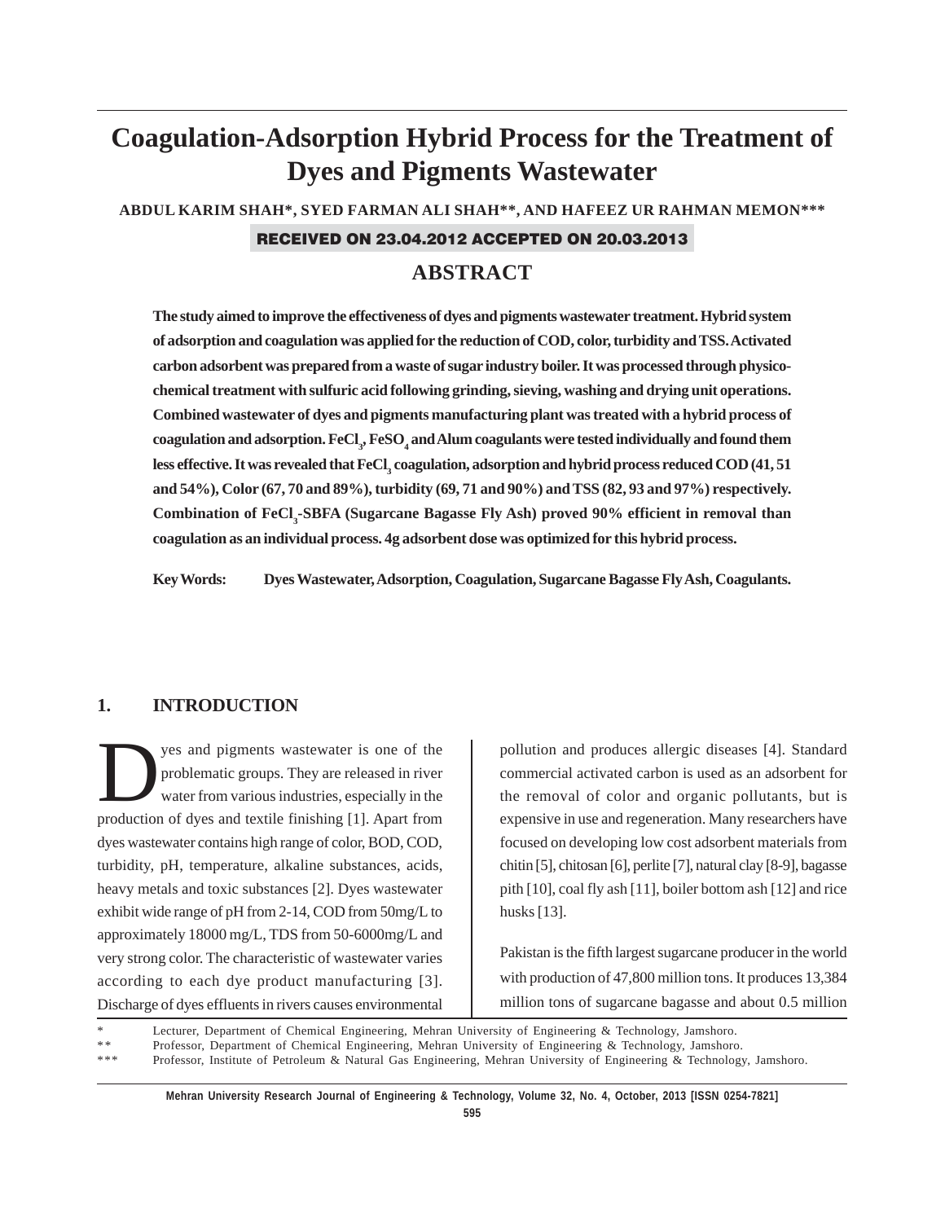# Coagulation-Adsorption Hybrid Process for the Treatment of Dyes and Pigments Wastewater

**ABDUL KARIM SHAH\*, SYED FARMAN ALI SHAH\*\*, AND HAFEEZ UR RAHMAN MEMON\*\*\***

**RECEIVED ON 23.04.2012 ACCEPTED ON 20.03.2013**

## ABSTRACT

**The study aimed to improve the effectiveness of dyes and pigments wastewater treatment. Hybrid system of adsorption and coagulation was applied for the reduction of COD, color, turbidity and TSS. Activated carbon adsorbent was prepared from a waste of sugar industry boiler. It was processed through physico-chemical treatment with sulfuric acid following grinding, sieving, washing and drying unit operations. Combined wastewater of dyes and pigments manufacturing plant was treated with a hybrid process of coagulation and adsorption. $FeCl_3$, $FeSO_4$ and Alum coagulants were tested individually and found them less effective. It was revealed that $FeCl_3$ coagulation, adsorption and hybrid process reduced COD (41, 51 and 54%), Color (67, 70 and 89%), turbidity (69, 71 and 90%) and TSS (82, 93 and 97%) respectively. Combination of $FeCl_3$-SBFA (Sugarcane Bagasse Fly Ash) proved 90% efficient in removal than coagulation as an individual process. 4g adsorbent dose was optimized for this hybrid process.**

**Key Words:** Dyes Wastewater, Adsorption, Coagulation, Sugarcane Bagasse Fly Ash, Coagulants.

## 1. INTRODUCTION

Dyes and pigments wastewater is one of the problematic groups. They are released in river water from various industries, especially in the production of dyes and textile finishing [1]. Apart from dyes wastewater contains high range of color, BOD, COD, turbidity, pH, temperature, alkaline substances, acids, heavy metals and toxic substances [2]. Dyes wastewater exhibit wide range of pH from 2-14, COD from 50mg/L to approximately 18000 mg/L, TDS from 50-6000mg/L and very strong color. The characteristic of wastewater varies according to each dye product manufacturing [3]. Discharge of dyes effluents in rivers causes environmental pollution and produces allergic diseases [4]. Standard commercial activated carbon is used as an adsorbent for the removal of color and organic pollutants, but is expensive in use and regeneration. Many researchers have focused on developing low cost adsorbent materials from chitin [5], chitosan [6], perlite [7], natural clay [8-9], bagasse pith [10], coal fly ash [11], boiler bottom ash [12] and rice husks [13].

Pakistan is the fifth largest sugarcane producer in the world with production of 47,800 million tons. It produces 13,384 million tons of sugarcane bagasse and about 0.5 million

\* Lecturer, Department of Chemical Engineering, Mehran University of Engineering & Technology, Jamshoro.
\*\* Professor, Department of Chemical Engineering, Mehran University of Engineering & Technology, Jamshoro.
\*\*\* Professor, Institute of Petroleum & Natural Gas Engineering, Mehran University of Engineering & Technology, Jamshoro.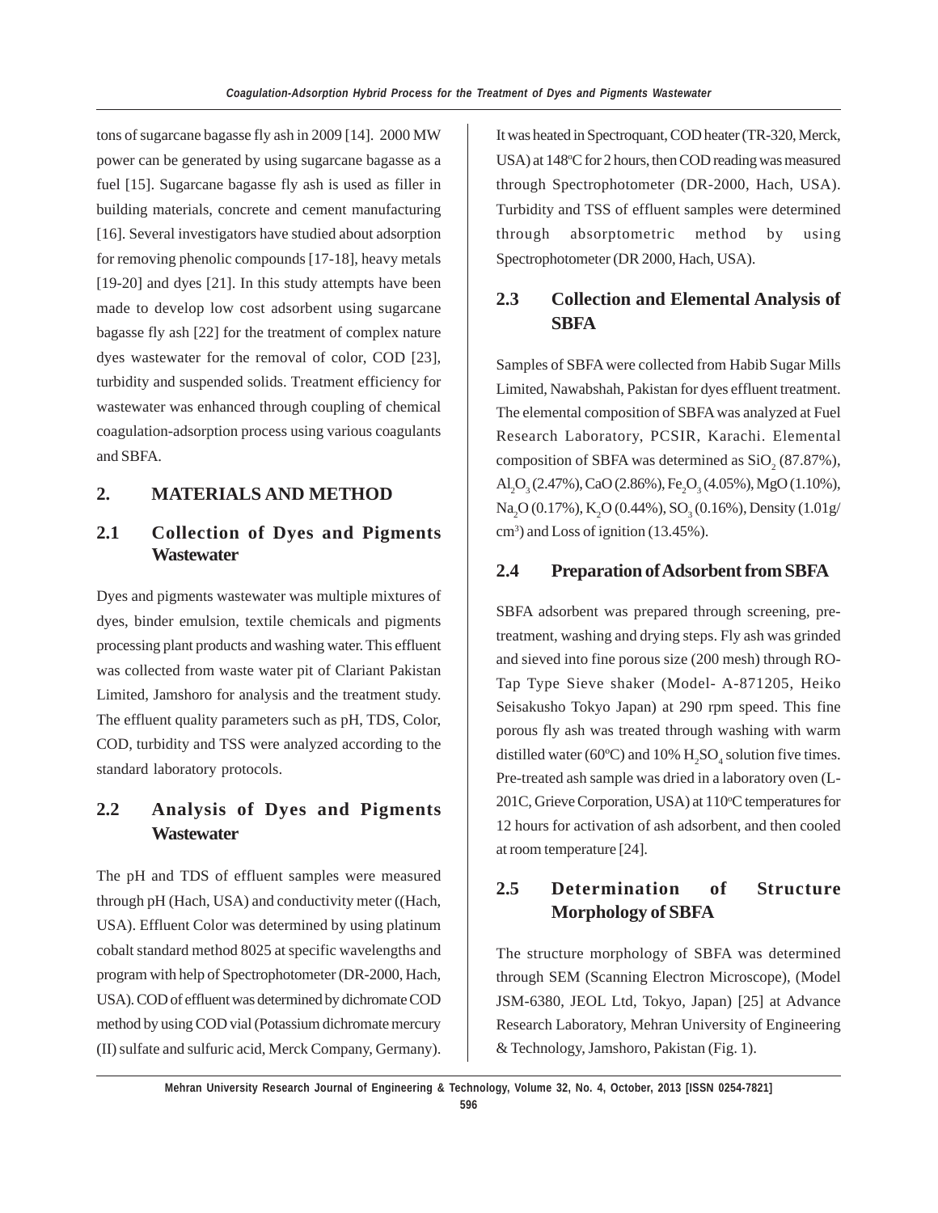tons of sugarcane bagasse fly ash in 2009 [14]. 2000 MW power can be generated by using sugarcane bagasse as a fuel [15]. Sugarcane bagasse fly ash is used as filler in building materials, concrete and cement manufacturing [16]. Several investigators have studied about adsorption for removing phenolic compounds [17-18], heavy metals [19-20] and dyes [21]. In this study attempts have been made to develop low cost adsorbent using sugarcane bagasse fly ash [22] for the treatment of complex nature dyes wastewater for the removal of color, COD [23], turbidity and suspended solids. Treatment efficiency for wastewater was enhanced through coupling of chemical coagulation-adsorption process using various coagulants and SBFA.

## 2. MATERIALS AND METHOD

### 2.1 Collection of Dyes and Pigments Wastewater

Dyes and pigments wastewater was multiple mixtures of dyes, binder emulsion, textile chemicals and pigments processing plant products and washing water. This effluent was collected from waste water pit of Clariant Pakistan Limited, Jamshoro for analysis and the treatment study. The effluent quality parameters such as pH, TDS, Color, COD, turbidity and TSS were analyzed according to the standard laboratory protocols.

### 2.2 Analysis of Dyes and Pigments Wastewater

The pH and TDS of effluent samples were measured through pH (Hach, USA) and conductivity meter ((Hach, USA). Effluent Color was determined by using platinum cobalt standard method 8025 at specific wavelengths and program with help of Spectrophotometer (DR-2000, Hach, USA). COD of effluent was determined by dichromate COD method by using COD vial (Potassium dichromate mercury (II) sulfate and sulfuric acid, Merck Company, Germany). It was heated in Spectroquant, COD heater (TR-320, Merck, USA) at 148ºC for 2 hours, then COD reading was measured through Spectrophotometer (DR-2000, Hach, USA). Turbidity and TSS of effluent samples were determined through absorptometric method by using Spectrophotometer (DR 2000, Hach, USA).

### 2.3 Collection and Elemental Analysis of SBFA

Samples of SBFA were collected from Habib Sugar Mills Limited, Nawabshah, Pakistan for dyes effluent treatment. The elemental composition of SBFA was analyzed at Fuel Research Laboratory, PCSIR, Karachi. Elemental composition of SBFA was determined as $SiO_2$ (87.87%), $Al_2O_3$ (2.47%), CaO (2.86%), $Fe_2O_3$ (4.05%), MgO (1.10%), $Na_2O$ (0.17%), $K_2O$ (0.44%), $SO_3$ (0.16%), Density (1.01g/cm$^3$) and Loss of ignition (13.45%).

### 2.4 Preparation of Adsorbent from SBFA

SBFA adsorbent was prepared through screening, pre-treatment, washing and drying steps. Fly ash was grinded and sieved into fine porous size (200 mesh) through RO-Tap Type Sieve shaker (Model- A-871205, Heiko Seisakusho Tokyo Japan) at 290 rpm speed. This fine porous fly ash was treated through washing with warm distilled water (60ºC) and 10% $H_2SO_4$ solution five times. Pre-treated ash sample was dried in a laboratory oven (L-201C, Grieve Corporation, USA) at 110ºC temperatures for 12 hours for activation of ash adsorbent, and then cooled at room temperature [24].

### 2.5 Determination of Structure Morphology of SBFA

The structure morphology of SBFA was determined through SEM (Scanning Electron Microscope), (Model JSM-6380, JEOL Ltd, Tokyo, Japan) [25] at Advance Research Laboratory, Mehran University of Engineering & Technology, Jamshoro, Pakistan (Fig. 1).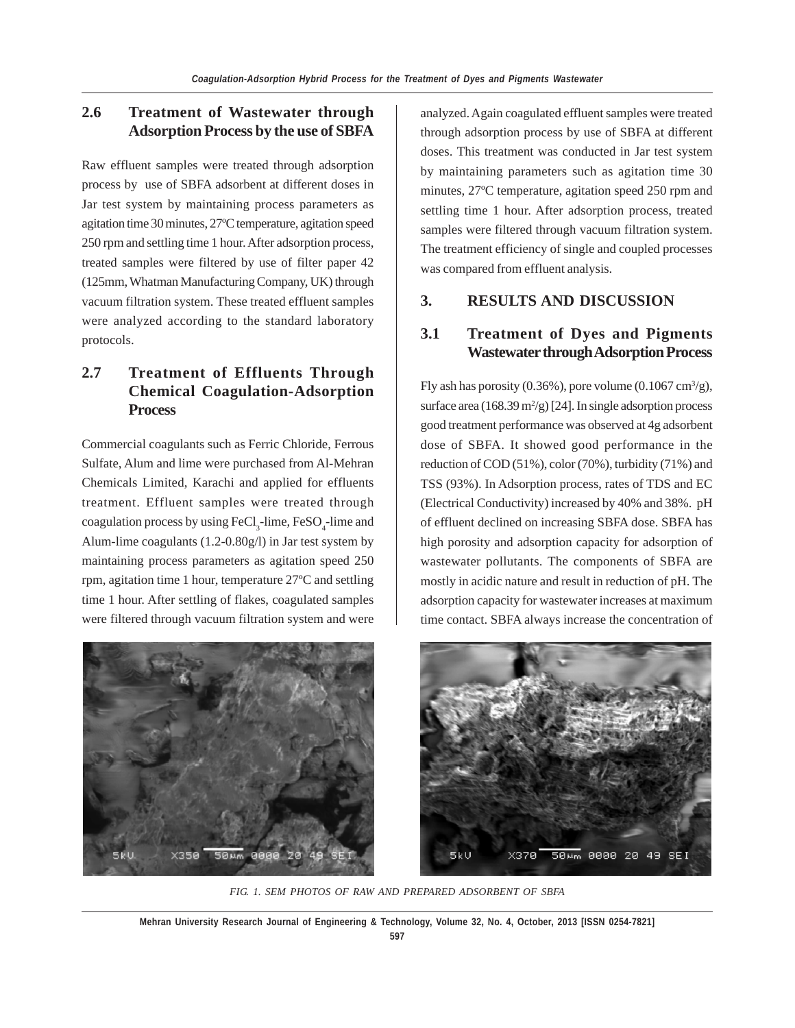## 2.6 Treatment of Wastewater through Adsorption Process by the use of SBFA

Raw effluent samples were treated through adsorption process by use of SBFA adsorbent at different doses in Jar test system by maintaining process parameters as agitation time 30 minutes, 27ºC temperature, agitation speed 250 rpm and settling time 1 hour. After adsorption process, treated samples were filtered by use of filter paper 42 (125mm, Whatman Manufacturing Company, UK) through vacuum filtration system. These treated effluent samples were analyzed according to the standard laboratory protocols.

## 2.7 Treatment of Effluents Through Chemical Coagulation-Adsorption Process

Commercial coagulants such as Ferric Chloride, Ferrous Sulfate, Alum and lime were purchased from Al-Mehran Chemicals Limited, Karachi and applied for effluents treatment. Effluent samples were treated through coagulation process by using $FeCl_3$-lime, $FeSO_4$-lime and Alum-lime coagulants (1.2-0.80g/l) in Jar test system by maintaining process parameters as agitation speed 250 rpm, agitation time 1 hour, temperature 27ºC and settling time 1 hour. After settling of flakes, coagulated samples were filtered through vacuum filtration system and were analyzed. Again coagulated effluent samples were treated through adsorption process by use of SBFA at different doses. This treatment was conducted in Jar test system by maintaining parameters such as agitation time 30 minutes, 27ºC temperature, agitation speed 250 rpm and settling time 1 hour. After adsorption process, treated samples were filtered through vacuum filtration system. The treatment efficiency of single and coupled processes was compared from effluent analysis.

# 3. RESULTS AND DISCUSSION

## 3.1 Treatment of Dyes and Pigments Wastewater through Adsorption Process

Fly ash has porosity (0.36%), pore volume (0.1067 $cm^3/g$), surface area (168.39 $m^2/g$) [24]. In single adsorption process good treatment performance was observed at 4g adsorbent dose of SBFA. It showed good performance in the reduction of COD (51%), color (70%), turbidity (71%) and TSS (93%). In Adsorption process, rates of TDS and EC (Electrical Conductivity) increased by 40% and 38%. pH of effluent declined on increasing SBFA dose. SBFA has high porosity and adsorption capacity for adsorption of wastewater pollutants. The components of SBFA are mostly in acidic nature and result in reduction of pH. The adsorption capacity for wastewater increases at maximum time contact. SBFA always increase the concentration of

*FIG. 1. SEM PHOTOS OF RAW AND PREPARED ADSORBENT OF SBFA*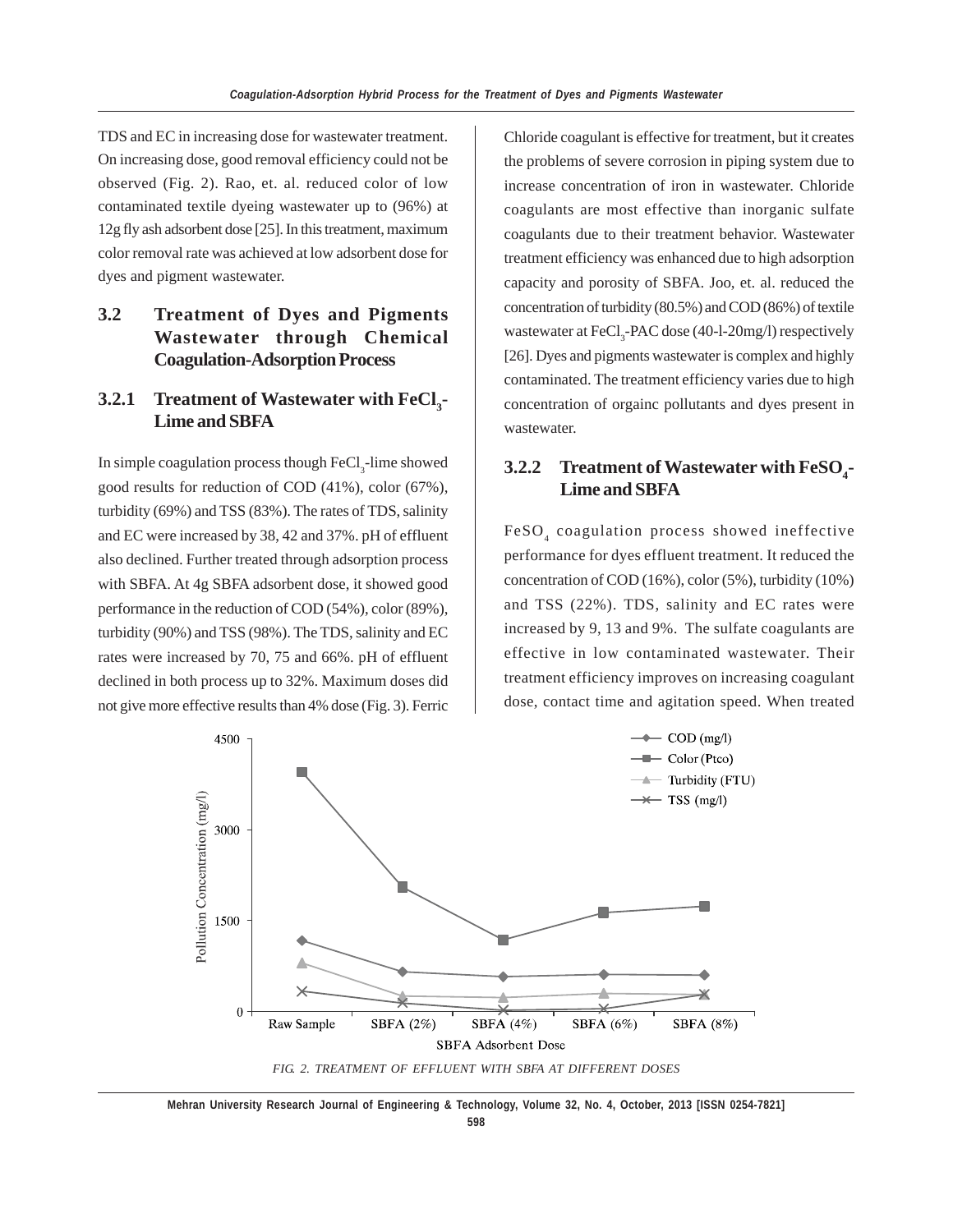TDS and EC in increasing dose for wastewater treatment. On increasing dose, good removal efficiency could not be observed (Fig. 2). Rao, et. al. reduced color of low contaminated textile dyeing wastewater up to (96%) at 12g fly ash adsorbent dose [25]. In this treatment, maximum color removal rate was achieved at low adsorbent dose for dyes and pigment wastewater.

## 3.2 Treatment of Dyes and Pigments Wastewater through Chemical Coagulation-Adsorption Process

### 3.2.1 Treatment of Wastewater with $FeCl_3$-Lime and SBFA

In simple coagulation process though $FeCl_3$-lime showed good results for reduction of COD (41%), color (67%), turbidity (69%) and TSS (83%). The rates of TDS, salinity and EC were increased by 38, 42 and 37%. pH of effluent also declined. Further treated through adsorption process with SBFA. At 4g SBFA adsorbent dose, it showed good performance in the reduction of COD (54%), color (89%), turbidity (90%) and TSS (98%). The TDS, salinity and EC rates were increased by 70, 75 and 66%. pH of effluent declined in both process up to 32%. Maximum doses did not give more effective results than 4% dose (Fig. 3). Ferric Chloride coagulant is effective for treatment, but it creates the problems of severe corrosion in piping system due to increase concentration of iron in wastewater. Chloride coagulants are most effective than inorganic sulfate coagulants due to their treatment behavior. Wastewater treatment efficiency was enhanced due to high adsorption capacity and porosity of SBFA. Joo, et. al. reduced the concentration of turbidity (80.5%) and COD (86%) of textile wastewater at $FeCl_3$-PAC dose (40-l-20mg/l) respectively [26]. Dyes and pigments wastewater is complex and highly contaminated. The treatment efficiency varies due to high concentration of orgainc pollutants and dyes present in wastewater.

### 3.2.2 Treatment of Wastewater with $FeSO_4$-Lime and SBFA

$FeSO_4$ coagulation process showed ineffective performance for dyes effluent treatment. It reduced the concentration of COD (16%), color (5%), turbidity (10%) and TSS (22%). TDS, salinity and EC rates were increased by 9, 13 and 9%. The sulfate coagulants are effective in low contaminated wastewater. Their treatment efficiency improves on increasing coagulant dose, contact time and agitation speed. When treated

*FIG. 2. TREATMENT OF EFFLUENT WITH SBFA AT DIFFERENT DOSES*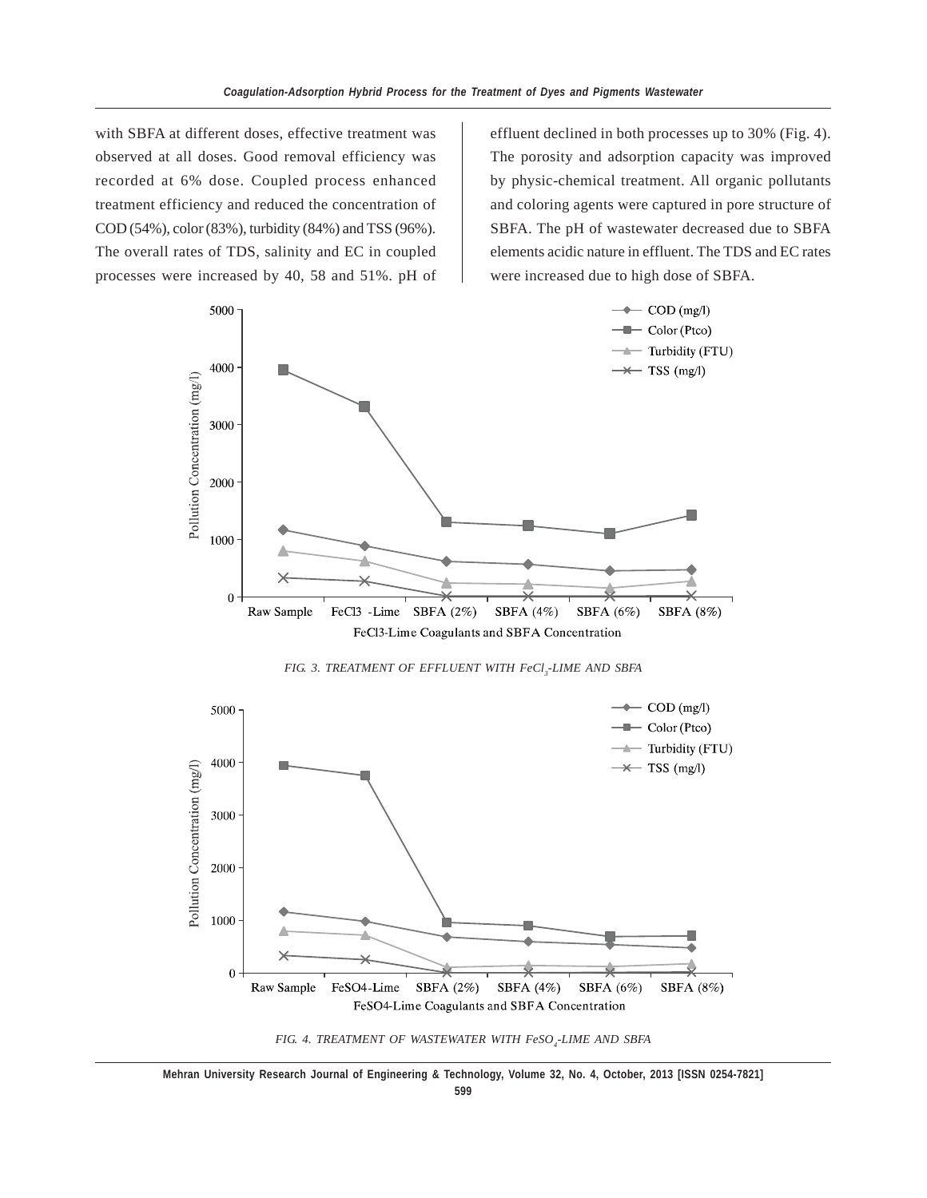with SBFA at different doses, effective treatment was observed at all doses. Good removal efficiency was recorded at 6% dose. Coupled process enhanced treatment efficiency and reduced the concentration of COD (54%), color (83%), turbidity (84%) and TSS (96%). The overall rates of TDS, salinity and EC in coupled processes were increased by 40, 58 and 51%. pH of effluent declined in both processes up to 30% (Fig. 4). The porosity and adsorption capacity was improved by physic-chemical treatment. All organic pollutants and coloring agents were captured in pore structure of SBFA. The pH of wastewater decreased due to SBFA elements acidic nature in effluent. The TDS and EC rates were increased due to high dose of SBFA.

*FIG. 3. TREATMENT OF EFFLUENT WITH $FeCl_3$-LIME AND SBFA*

*FIG. 4. TREATMENT OF WASTEWATER WITH $FeSO_4$-LIME AND SBFA*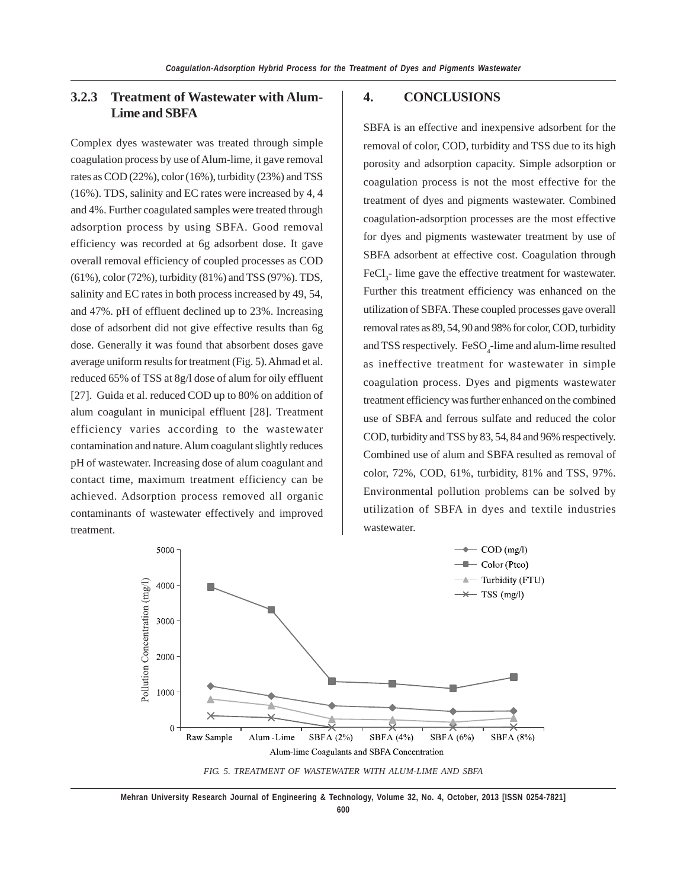### 3.2.3 Treatment of Wastewater with Alum-Lime and SBFA

Complex dyes wastewater was treated through simple coagulation process by use of Alum-lime, it gave removal rates as COD (22%), color (16%), turbidity (23%) and TSS (16%). TDS, salinity and EC rates were increased by 4, 4 and 4%. Further coagulated samples were treated through adsorption process by using SBFA. Good removal efficiency was recorded at 6g adsorbent dose. It gave overall removal efficiency of coupled processes as COD (61%), color (72%), turbidity (81%) and TSS (97%). TDS, salinity and EC rates in both process increased by 49, 54, and 47%. pH of effluent declined up to 23%. Increasing dose of adsorbent did not give effective results than 6g dose. Generally it was found that absorbent doses gave average uniform results for treatment (Fig. 5). Ahmad et al. reduced 65% of TSS at 8g/l dose of alum for oily effluent [27]. Guida et al. reduced COD up to 80% on addition of alum coagulant in municipal effluent [28]. Treatment efficiency varies according to the wastewater contamination and nature. Alum coagulant slightly reduces pH of wastewater. Increasing dose of alum coagulant and contact time, maximum treatment efficiency can be achieved. Adsorption process removed all organic contaminants of wastewater effectively and improved treatment.

## 4. CONCLUSIONS

SBFA is an effective and inexpensive adsorbent for the removal of color, COD, turbidity and TSS due to its high porosity and adsorption capacity. Simple adsorption or coagulation process is not the most effective for the treatment of dyes and pigments wastewater. Combined coagulation-adsorption processes are the most effective for dyes and pigments wastewater treatment by use of SBFA adsorbent at effective cost. Coagulation through $FeCl_3$- lime gave the effective treatment for wastewater. Further this treatment efficiency was enhanced on the utilization of SBFA. These coupled processes gave overall removal rates as 89, 54, 90 and 98% for color, COD, turbidity and TSS respectively. $FeSO_4$-lime and alum-lime resulted as ineffective treatment for wastewater in simple coagulation process. Dyes and pigments wastewater treatment efficiency was further enhanced on the combined use of SBFA and ferrous sulfate and reduced the color COD, turbidity and TSS by 83, 54, 84 and 96% respectively. Combined use of alum and SBFA resulted as removal of color, 72%, COD, 61%, turbidity, 81% and TSS, 97%. Environmental pollution problems can be solved by utilization of SBFA in dyes and textile industries wastewater.

*FIG. 5. TREATMENT OF WASTEWATER WITH ALUM-LIME AND SBFA*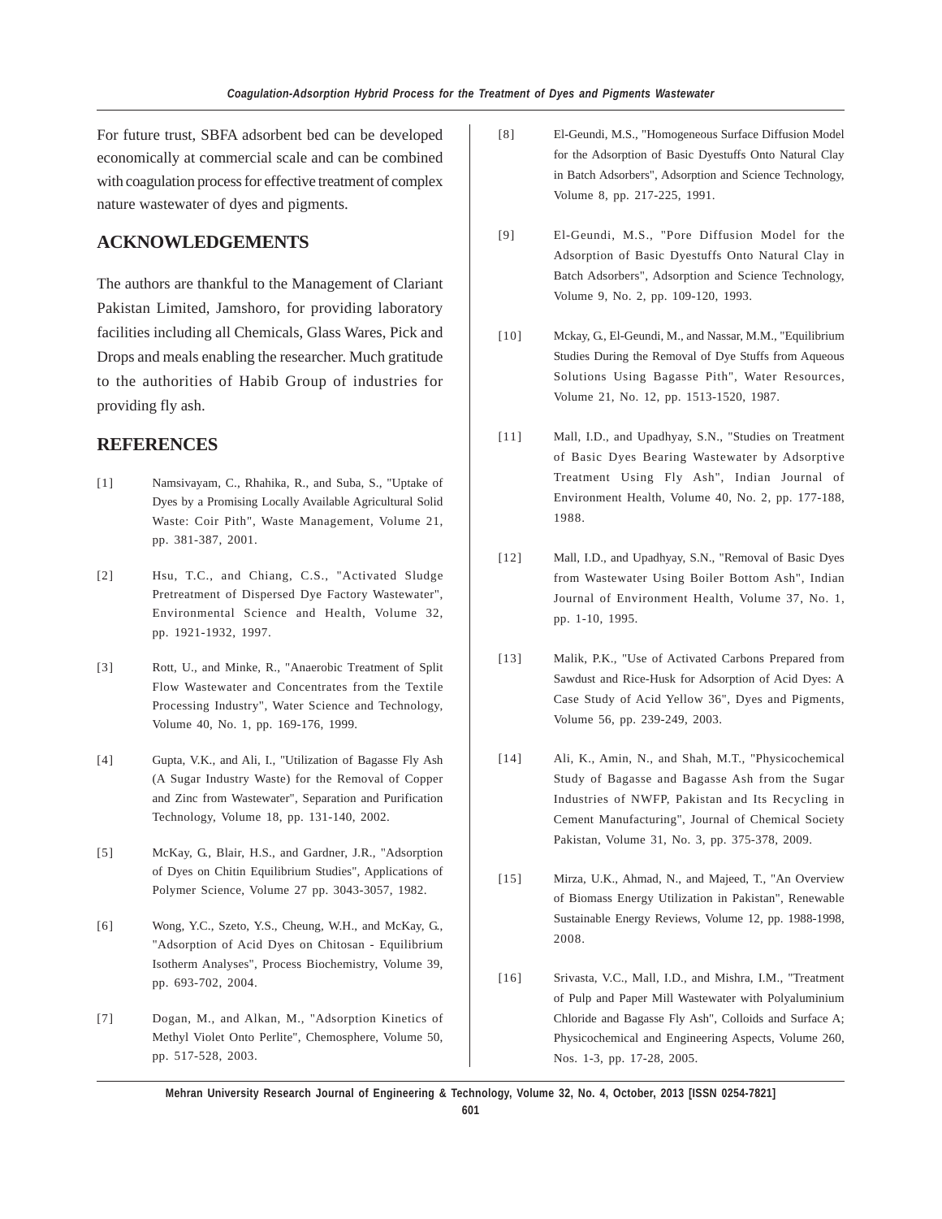For future trust, SBFA adsorbent bed can be developed economically at commercial scale and can be combined with coagulation process for effective treatment of complex nature wastewater of dyes and pigments.

## ACKNOWLEDGEMENTS

The authors are thankful to the Management of Clariant Pakistan Limited, Jamshoro, for providing laboratory facilities including all Chemicals, Glass Wares, Pick and Drops and meals enabling the researcher. Much gratitude to the authorities of Habib Group of industries for providing fly ash.

## REFERENCES

[1] Namsivayam, C., Rhahika, R., and Suba, S., "Uptake of Dyes by a Promising Locally Available Agricultural Solid Waste: Coir Pith", Waste Management, Volume 21, pp. 381-387, 2001.

[2] Hsu, T.C., and Chiang, C.S., "Activated Sludge Pretreatment of Dispersed Dye Factory Wastewater", Environmental Science and Health, Volume 32, pp. 1921-1932, 1997.

[3] Rott, U., and Minke, R., "Anaerobic Treatment of Split Flow Wastewater and Concentrates from the Textile Processing Industry", Water Science and Technology, Volume 40, No. 1, pp. 169-176, 1999.

[4] Gupta, V.K., and Ali, I., "Utilization of Bagasse Fly Ash (A Sugar Industry Waste) for the Removal of Copper and Zinc from Wastewater", Separation and Purification Technology, Volume 18, pp. 131-140, 2002.

[5] McKay, G., Blair, H.S., and Gardner, J.R., "Adsorption of Dyes on Chitin Equilibrium Studies", Applications of Polymer Science, Volume 27 pp. 3043-3057, 1982.

[6] Wong, Y.C., Szeto, Y.S., Cheung, W.H., and McKay, G., "Adsorption of Acid Dyes on Chitosan - Equilibrium Isotherm Analyses", Process Biochemistry, Volume 39, pp. 693-702, 2004.

[7] Dogan, M., and Alkan, M., "Adsorption Kinetics of Methyl Violet Onto Perlite", Chemosphere, Volume 50, pp. 517-528, 2003.

[8] El-Geundi, M.S., "Homogeneous Surface Diffusion Model for the Adsorption of Basic Dyestuffs Onto Natural Clay in Batch Adsorbers", Adsorption and Science Technology, Volume 8, pp. 217-225, 1991.

[9] El-Geundi, M.S., "Pore Diffusion Model for the Adsorption of Basic Dyestuffs Onto Natural Clay in Batch Adsorbers", Adsorption and Science Technology, Volume 9, No. 2, pp. 109-120, 1993.

[10] Mckay, G., El-Geundi, M., and Nassar, M.M., "Equilibrium Studies During the Removal of Dye Stuffs from Aqueous Solutions Using Bagasse Pith", Water Resources, Volume 21, No. 12, pp. 1513-1520, 1987.

[11] Mall, I.D., and Upadhyay, S.N., "Studies on Treatment of Basic Dyes Bearing Wastewater by Adsorptive Treatment Using Fly Ash", Indian Journal of Environment Health, Volume 40, No. 2, pp. 177-188, 1988.

[12] Mall, I.D., and Upadhyay, S.N., "Removal of Basic Dyes from Wastewater Using Boiler Bottom Ash", Indian Journal of Environment Health, Volume 37, No. 1, pp. 1-10, 1995.

[13] Malik, P.K., "Use of Activated Carbons Prepared from Sawdust and Rice-Husk for Adsorption of Acid Dyes: A Case Study of Acid Yellow 36", Dyes and Pigments, Volume 56, pp. 239-249, 2003.

[14] Ali, K., Amin, N., and Shah, M.T., "Physicochemical Study of Bagasse and Bagasse Ash from the Sugar Industries of NWFP, Pakistan and Its Recycling in Cement Manufacturing", Journal of Chemical Society Pakistan, Volume 31, No. 3, pp. 375-378, 2009.

[15] Mirza, U.K., Ahmad, N., and Majeed, T., "An Overview of Biomass Energy Utilization in Pakistan", Renewable Sustainable Energy Reviews, Volume 12, pp. 1988-1998, 2008.

[16] Srivasta, V.C., Mall, I.D., and Mishra, I.M., "Treatment of Pulp and Paper Mill Wastewater with Polyaluminium Chloride and Bagasse Fly Ash", Colloids and Surface A; Physicochemical and Engineering Aspects, Volume 260, Nos. 1-3, pp. 17-28, 2005.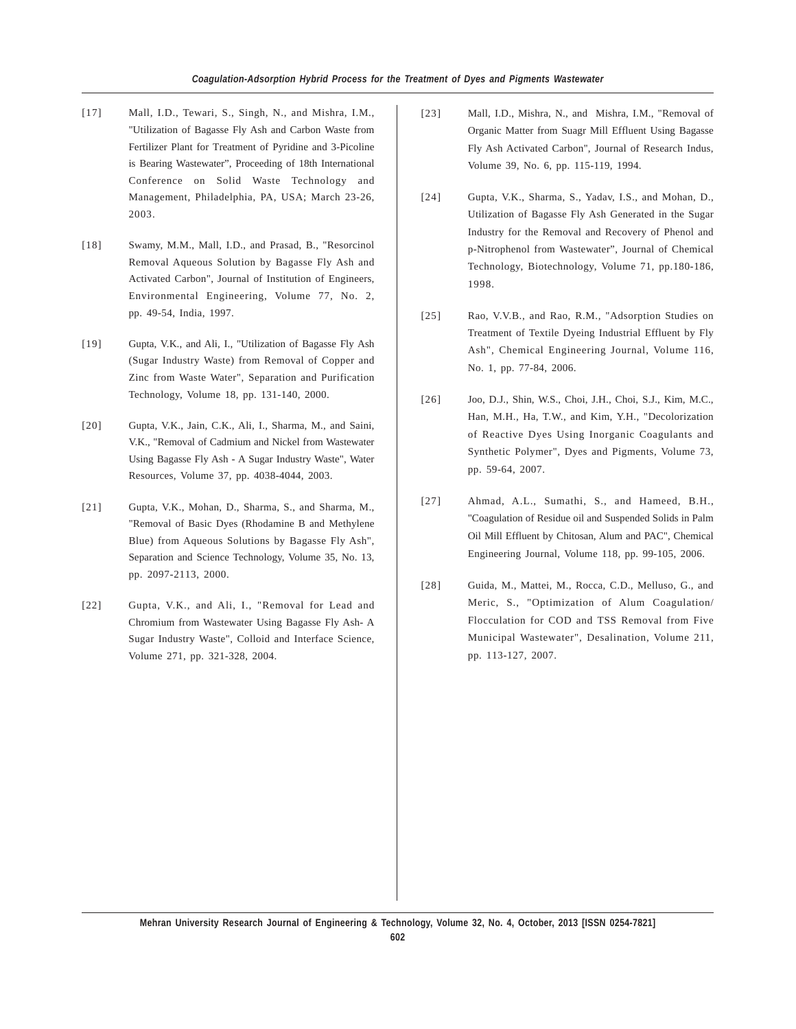[17] Mall, I.D., Tewari, S., Singh, N., and Mishra, I.M., "Utilization of Bagasse Fly Ash and Carbon Waste from Fertilizer Plant for Treatment of Pyridine and 3-Picoline is Bearing Wastewater", Proceeding of 18th International Conference on Solid Waste Technology and Management, Philadelphia, PA, USA; March 23-26, 2003.

[18] Swamy, M.M., Mall, I.D., and Prasad, B., "Resorcinol Removal Aqueous Solution by Bagasse Fly Ash and Activated Carbon", Journal of Institution of Engineers, Environmental Engineering, Volume 77, No. 2, pp. 49-54, India, 1997.

[19] Gupta, V.K., and Ali, I., "Utilization of Bagasse Fly Ash (Sugar Industry Waste) from Removal of Copper and Zinc from Waste Water", Separation and Purification Technology, Volume 18, pp. 131-140, 2000.

[20] Gupta, V.K., Jain, C.K., Ali, I., Sharma, M., and Saini, V.K., "Removal of Cadmium and Nickel from Wastewater Using Bagasse Fly Ash - A Sugar Industry Waste", Water Resources, Volume 37, pp. 4038-4044, 2003.

[21] Gupta, V.K., Mohan, D., Sharma, S., and Sharma, M., "Removal of Basic Dyes (Rhodamine B and Methylene Blue) from Aqueous Solutions by Bagasse Fly Ash", Separation and Science Technology, Volume 35, No. 13, pp. 2097-2113, 2000.

[22] Gupta, V.K., and Ali, I., "Removal for Lead and Chromium from Wastewater Using Bagasse Fly Ash- A Sugar Industry Waste", Colloid and Interface Science, Volume 271, pp. 321-328, 2004.

[23] Mall, I.D., Mishra, N., and Mishra, I.M., "Removal of Organic Matter from Suagr Mill Effluent Using Bagasse Fly Ash Activated Carbon", Journal of Research Indus, Volume 39, No. 6, pp. 115-119, 1994.

[24] Gupta, V.K., Sharma, S., Yadav, I.S., and Mohan, D., Utilization of Bagasse Fly Ash Generated in the Sugar Industry for the Removal and Recovery of Phenol and p-Nitrophenol from Wastewater", Journal of Chemical Technology, Biotechnology, Volume 71, pp.180-186, 1998.

[25] Rao, V.V.B., and Rao, R.M., "Adsorption Studies on Treatment of Textile Dyeing Industrial Effluent by Fly Ash", Chemical Engineering Journal, Volume 116, No. 1, pp. 77-84, 2006.

[26] Joo, D.J., Shin, W.S., Choi, J.H., Choi, S.J., Kim, M.C., Han, M.H., Ha, T.W., and Kim, Y.H., "Decolorization of Reactive Dyes Using Inorganic Coagulants and Synthetic Polymer", Dyes and Pigments, Volume 73, pp. 59-64, 2007.

[27] Ahmad, A.L., Sumathi, S., and Hameed, B.H., "Coagulation of Residue oil and Suspended Solids in Palm Oil Mill Effluent by Chitosan, Alum and PAC", Chemical Engineering Journal, Volume 118, pp. 99-105, 2006.

[28] Guida, M., Mattei, M., Rocca, C.D., Melluso, G., and Meric, S., "Optimization of Alum Coagulation/ Flocculation for COD and TSS Removal from Five Municipal Wastewater", Desalination, Volume 211, pp. 113-127, 2007.